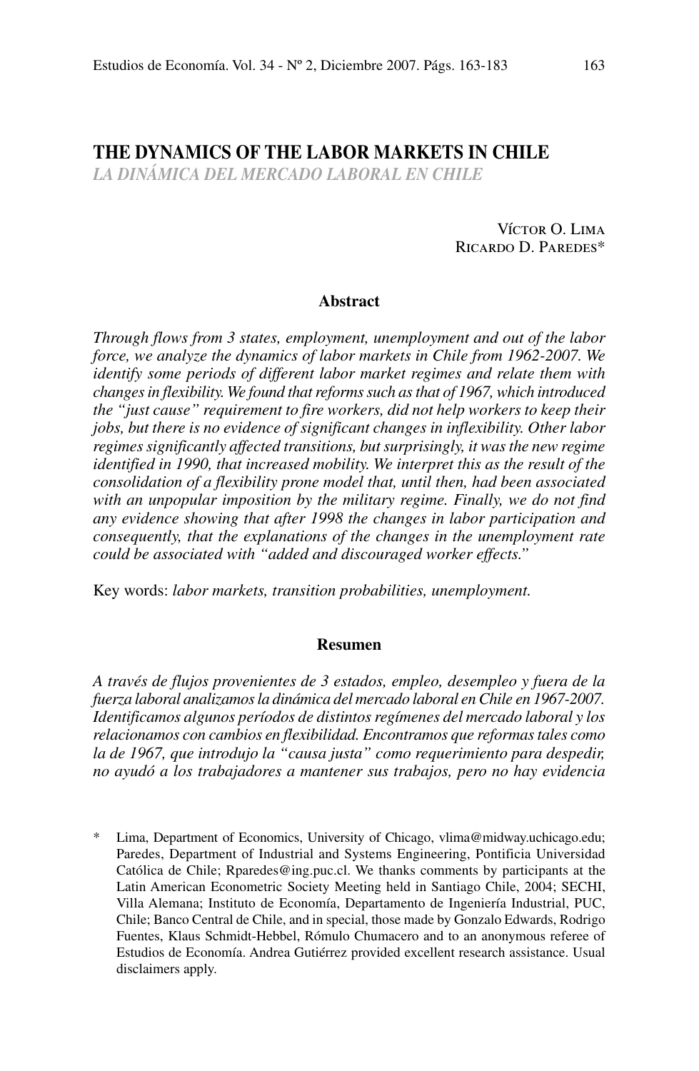# THE DYNAMICS OF THE LABOR MARKETS IN CHILE

*LA DINÁMICA DEL MERCADO LABORAL EN CHILE*

Víctor O. Lima
Ricardo D. Paredes*

## Abstract

*Through flows from 3 states, employment, unemployment and out of the labor force, we analyze the dynamics of labor markets in Chile from 1962-2007. We identify some periods of different labor market regimes and relate them with changes in flexibility. We found that reforms such as that of 1967, which introduced the "just cause" requirement to fire workers, did not help workers to keep their jobs, but there is no evidence of significant changes in inflexibility. Other labor regimes significantly affected transitions, but surprisingly, it was the new regime identified in 1990, that increased mobility. We interpret this as the result of the consolidation of a flexibility prone model that, until then, had been associated with an unpopular imposition by the military regime. Finally, we do not find any evidence showing that after 1998 the changes in labor participation and consequently, that the explanations of the changes in the unemployment rate could be associated with "added and discouraged worker effects."*

Key words: *labor markets, transition probabilities, unemployment.*

## Resumen

*A través de flujos provenientes de 3 estados, empleo, desempleo y fuera de la fuerza laboral analizamos la dinámica del mercado laboral en Chile en 1967-2007. Identificamos algunos períodos de distintos regímenes del mercado laboral y los relacionamos con cambios en flexibilidad. Encontramos que reformas tales como la de 1967, que introdujo la "causa justa" como requerimiento para despedir, no ayudó a los trabajadores a mantener sus trabajos, pero no hay evidencia*

\* Lima, Department of Economics, University of Chicago, vlima@midway.uchicago.edu; Paredes, Department of Industrial and Systems Engineering, Pontificia Universidad Católica de Chile; Rparedes@ing.puc.cl. We thanks comments by participants at the Latin American Econometric Society Meeting held in Santiago Chile, 2004; SECHI, Villa Alemana; Instituto de Economía, Departamento de Ingeniería Industrial, PUC, Chile; Banco Central de Chile, and in special, those made by Gonzalo Edwards, Rodrigo Fuentes, Klaus Schmidt-Hebbel, Rómulo Chumacero and to an anonymous referee of Estudios de Economía. Andrea Gutiérrez provided excellent research assistance. Usual disclaimers apply.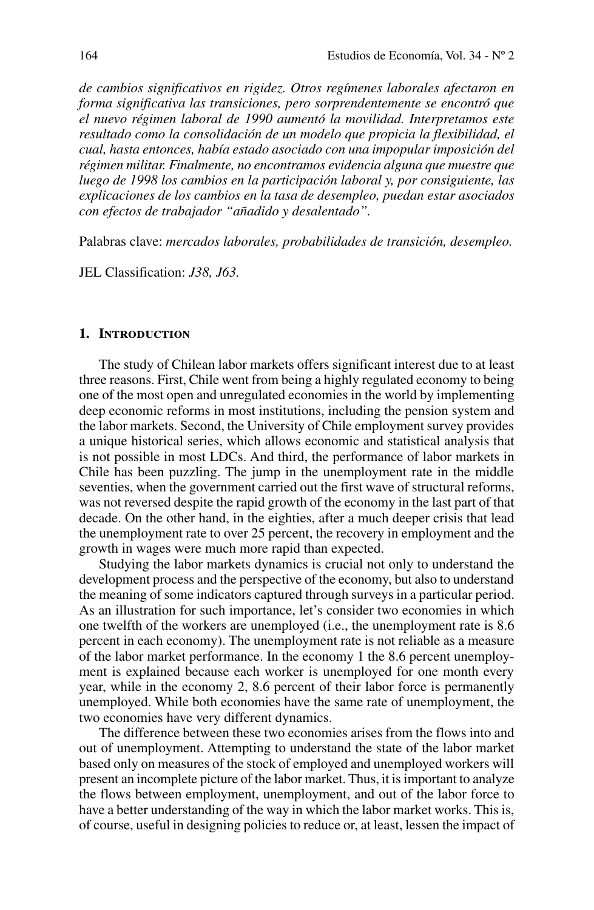*de cambios significativos en rigidez. Otros regímenes laborales afectaron en forma significativa las transiciones, pero sorprendentemente se encontró que el nuevo régimen laboral de 1990 aumentó la movilidad. Interpretamos este resultado como la consolidación de un modelo que propicia la flexibilidad, el cual, hasta entonces, había estado asociado con una impopular imposición del régimen militar. Finalmente, no encontramos evidencia alguna que muestre que luego de 1998 los cambios en la participación laboral y, por consiguiente, las explicaciones de los cambios en la tasa de desempleo, puedan estar asociados con efectos de trabajador "añadido y desalentado".*

Palabras clave: *mercados laborales, probabilidades de transición, desempleo.*

JEL Classification: *J38, J63.*

## 1. Introduction

The study of Chilean labor markets offers significant interest due to at least three reasons. First, Chile went from being a highly regulated economy to being one of the most open and unregulated economies in the world by implementing deep economic reforms in most institutions, including the pension system and the labor markets. Second, the University of Chile employment survey provides a unique historical series, which allows economic and statistical analysis that is not possible in most LDCs. And third, the performance of labor markets in Chile has been puzzling. The jump in the unemployment rate in the middle seventies, when the government carried out the first wave of structural reforms, was not reversed despite the rapid growth of the economy in the last part of that decade. On the other hand, in the eighties, after a much deeper crisis that lead the unemployment rate to over 25 percent, the recovery in employment and the growth in wages were much more rapid than expected.

Studying the labor markets dynamics is crucial not only to understand the development process and the perspective of the economy, but also to understand the meaning of some indicators captured through surveys in a particular period. As an illustration for such importance, let's consider two economies in which one twelfth of the workers are unemployed (i.e., the unemployment rate is 8.6 percent in each economy). The unemployment rate is not reliable as a measure of the labor market performance. In the economy 1 the 8.6 percent unemployment is explained because each worker is unemployed for one month every year, while in the economy 2, 8.6 percent of their labor force is permanently unemployed. While both economies have the same rate of unemployment, the two economies have very different dynamics.

The difference between these two economies arises from the flows into and out of unemployment. Attempting to understand the state of the labor market based only on measures of the stock of employed and unemployed workers will present an incomplete picture of the labor market. Thus, it is important to analyze the flows between employment, unemployment, and out of the labor force to have a better understanding of the way in which the labor market works. This is, of course, useful in designing policies to reduce or, at least, lessen the impact of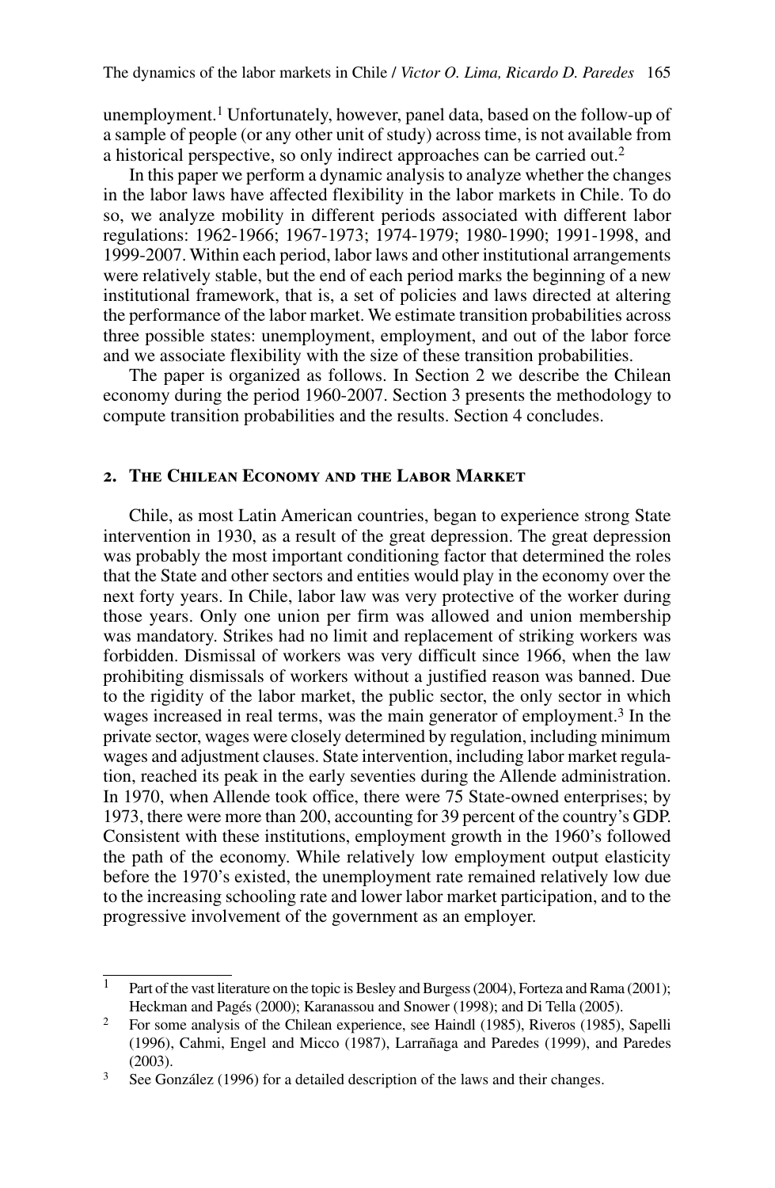unemployment.[1] Unfortunately, however, panel data, based on the follow-up of a sample of people (or any other unit of study) across time, is not available from a historical perspective, so only indirect approaches can be carried out.[2]

In this paper we perform a dynamic analysis to analyze whether the changes in the labor laws have affected flexibility in the labor markets in Chile. To do so, we analyze mobility in different periods associated with different labor regulations: 1962-1966; 1967-1973; 1974-1979; 1980-1990; 1991-1998, and 1999-2007. Within each period, labor laws and other institutional arrangements were relatively stable, but the end of each period marks the beginning of a new institutional framework, that is, a set of policies and laws directed at altering the performance of the labor market. We estimate transition probabilities across three possible states: unemployment, employment, and out of the labor force and we associate flexibility with the size of these transition probabilities.

The paper is organized as follows. In Section 2 we describe the Chilean economy during the period 1960-2007. Section 3 presents the methodology to compute transition probabilities and the results. Section 4 concludes.

## 2. The Chilean Economy and the Labor Market

Chile, as most Latin American countries, began to experience strong State intervention in 1930, as a result of the great depression. The great depression was probably the most important conditioning factor that determined the roles that the State and other sectors and entities would play in the economy over the next forty years. In Chile, labor law was very protective of the worker during those years. Only one union per firm was allowed and union membership was mandatory. Strikes had no limit and replacement of striking workers was forbidden. Dismissal of workers was very difficult since 1966, when the law prohibiting dismissals of workers without a justified reason was banned. Due to the rigidity of the labor market, the public sector, the only sector in which wages increased in real terms, was the main generator of employment.[3] In the private sector, wages were closely determined by regulation, including minimum wages and adjustment clauses. State intervention, including labor market regulation, reached its peak in the early seventies during the Allende administration. In 1970, when Allende took office, there were 75 State-owned enterprises; by 1973, there were more than 200, accounting for 39 percent of the country's GDP. Consistent with these institutions, employment growth in the 1960's followed the path of the economy. While relatively low employment output elasticity before the 1970's existed, the unemployment rate remained relatively low due to the increasing schooling rate and lower labor market participation, and to the progressive involvement of the government as an employer.

---

[1] Part of the vast literature on the topic is Besley and Burgess (2004), Forteza and Rama (2001); Heckman and Pagés (2000); Karanassou and Snower (1998); and Di Tella (2005).

[2] For some analysis of the Chilean experience, see Haindl (1985), Riveros (1985), Sapelli (1996), Cahmi, Engel and Micco (1987), Larrañaga and Paredes (1999), and Paredes (2003).

[3] See González (1996) for a detailed description of the laws and their changes.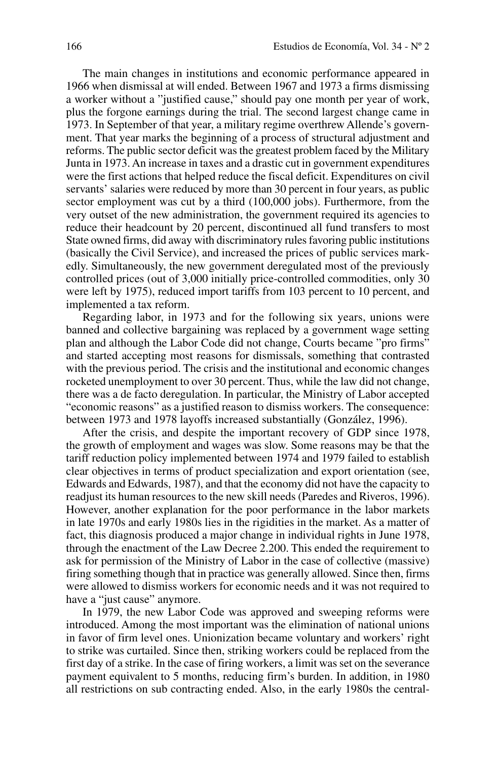The main changes in institutions and economic performance appeared in 1966 when dismissal at will ended. Between 1967 and 1973 a firms dismissing a worker without a "justified cause," should pay one month per year of work, plus the forgone earnings during the trial. The second largest change came in 1973. In September of that year, a military regime overthrew Allende's government. That year marks the beginning of a process of structural adjustment and reforms. The public sector deficit was the greatest problem faced by the Military Junta in 1973. An increase in taxes and a drastic cut in government expenditures were the first actions that helped reduce the fiscal deficit. Expenditures on civil servants' salaries were reduced by more than 30 percent in four years, as public sector employment was cut by a third (100,000 jobs). Furthermore, from the very outset of the new administration, the government required its agencies to reduce their headcount by 20 percent, discontinued all fund transfers to most State owned firms, did away with discriminatory rules favoring public institutions (basically the Civil Service), and increased the prices of public services markedly. Simultaneously, the new government deregulated most of the previously controlled prices (out of 3,000 initially price-controlled commodities, only 30 were left by 1975), reduced import tariffs from 103 percent to 10 percent, and implemented a tax reform.

Regarding labor, in 1973 and for the following six years, unions were banned and collective bargaining was replaced by a government wage setting plan and although the Labor Code did not change, Courts became "pro firms" and started accepting most reasons for dismissals, something that contrasted with the previous period. The crisis and the institutional and economic changes rocketed unemployment to over 30 percent. Thus, while the law did not change, there was a de facto deregulation. In particular, the Ministry of Labor accepted "economic reasons" as a justified reason to dismiss workers. The consequence: between 1973 and 1978 layoffs increased substantially (González, 1996).

After the crisis, and despite the important recovery of GDP since 1978, the growth of employment and wages was slow. Some reasons may be that the tariff reduction policy implemented between 1974 and 1979 failed to establish clear objectives in terms of product specialization and export orientation (see, Edwards and Edwards, 1987), and that the economy did not have the capacity to readjust its human resources to the new skill needs (Paredes and Riveros, 1996). However, another explanation for the poor performance in the labor markets in late 1970s and early 1980s lies in the rigidities in the market. As a matter of fact, this diagnosis produced a major change in individual rights in June 1978, through the enactment of the Law Decree 2.200. This ended the requirement to ask for permission of the Ministry of Labor in the case of collective (massive) firing something though that in practice was generally allowed. Since then, firms were allowed to dismiss workers for economic needs and it was not required to have a "just cause" anymore.

In 1979, the new Labor Code was approved and sweeping reforms were introduced. Among the most important was the elimination of national unions in favor of firm level ones. Unionization became voluntary and workers' right to strike was curtailed. Since then, striking workers could be replaced from the first day of a strike. In the case of firing workers, a limit was set on the severance payment equivalent to 5 months, reducing firm's burden. In addition, in 1980 all restrictions on sub contracting ended. Also, in the early 1980s the central-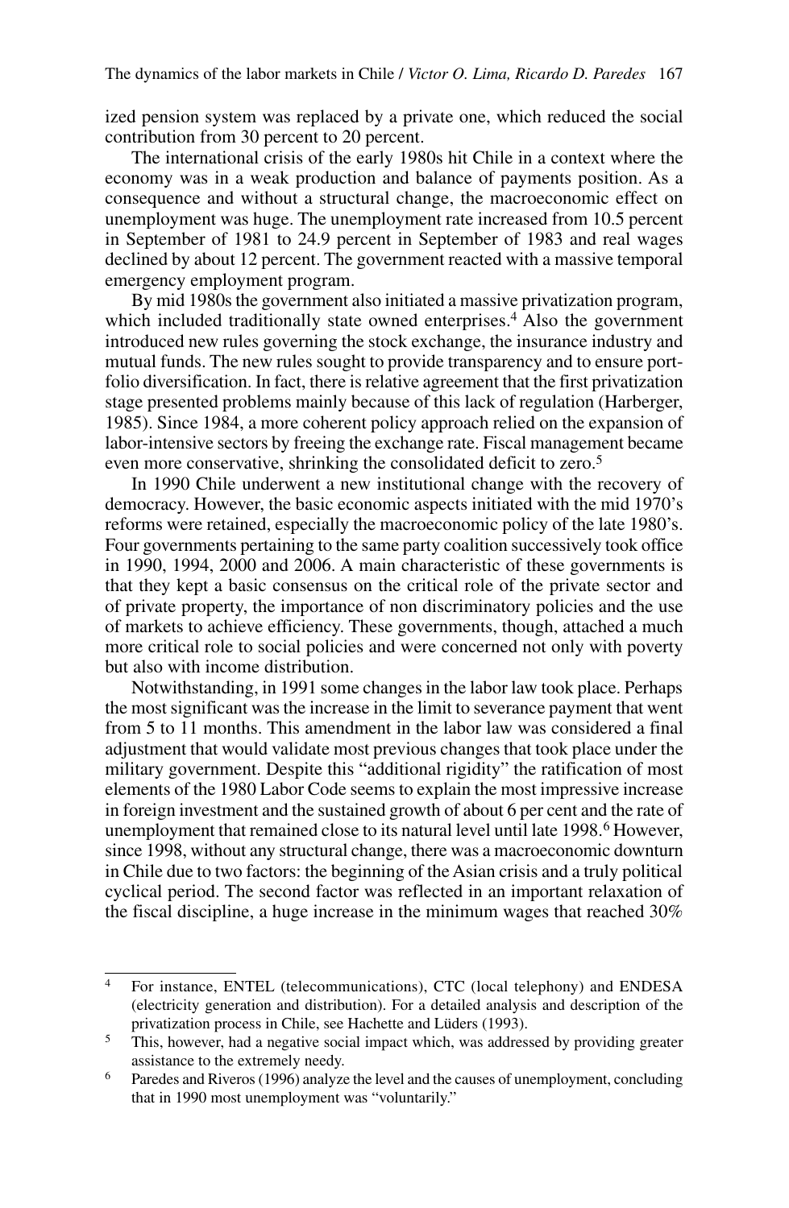ized pension system was replaced by a private one, which reduced the social contribution from 30 percent to 20 percent.

The international crisis of the early 1980s hit Chile in a context where the economy was in a weak production and balance of payments position. As a consequence and without a structural change, the macroeconomic effect on unemployment was huge. The unemployment rate increased from 10.5 percent in September of 1981 to 24.9 percent in September of 1983 and real wages declined by about 12 percent. The government reacted with a massive temporal emergency employment program.

By mid 1980s the government also initiated a massive privatization program, which included traditionally state owned enterprises.[4] Also the government introduced new rules governing the stock exchange, the insurance industry and mutual funds. The new rules sought to provide transparency and to ensure portfolio diversification. In fact, there is relative agreement that the first privatization stage presented problems mainly because of this lack of regulation (Harberger, 1985). Since 1984, a more coherent policy approach relied on the expansion of labor-intensive sectors by freeing the exchange rate. Fiscal management became even more conservative, shrinking the consolidated deficit to zero.[5]

In 1990 Chile underwent a new institutional change with the recovery of democracy. However, the basic economic aspects initiated with the mid 1970's reforms were retained, especially the macroeconomic policy of the late 1980's. Four governments pertaining to the same party coalition successively took office in 1990, 1994, 2000 and 2006. A main characteristic of these governments is that they kept a basic consensus on the critical role of the private sector and of private property, the importance of non discriminatory policies and the use of markets to achieve efficiency. These governments, though, attached a much more critical role to social policies and were concerned not only with poverty but also with income distribution.

Notwithstanding, in 1991 some changes in the labor law took place. Perhaps the most significant was the increase in the limit to severance payment that went from 5 to 11 months. This amendment in the labor law was considered a final adjustment that would validate most previous changes that took place under the military government. Despite this "additional rigidity" the ratification of most elements of the 1980 Labor Code seems to explain the most impressive increase in foreign investment and the sustained growth of about 6 per cent and the rate of unemployment that remained close to its natural level until late 1998.[6] However, since 1998, without any structural change, there was a macroeconomic downturn in Chile due to two factors: the beginning of the Asian crisis and a truly political cyclical period. The second factor was reflected in an important relaxation of the fiscal discipline, a huge increase in the minimum wages that reached 30%

---

[4] For instance, ENTEL (telecommunications), CTC (local telephony) and ENDESA (electricity generation and distribution). For a detailed analysis and description of the privatization process in Chile, see Hachette and Lüders (1993).

[5] This, however, had a negative social impact which, was addressed by providing greater assistance to the extremely needy.

[6] Paredes and Riveros (1996) analyze the level and the causes of unemployment, concluding that in 1990 most unemployment was "voluntarily."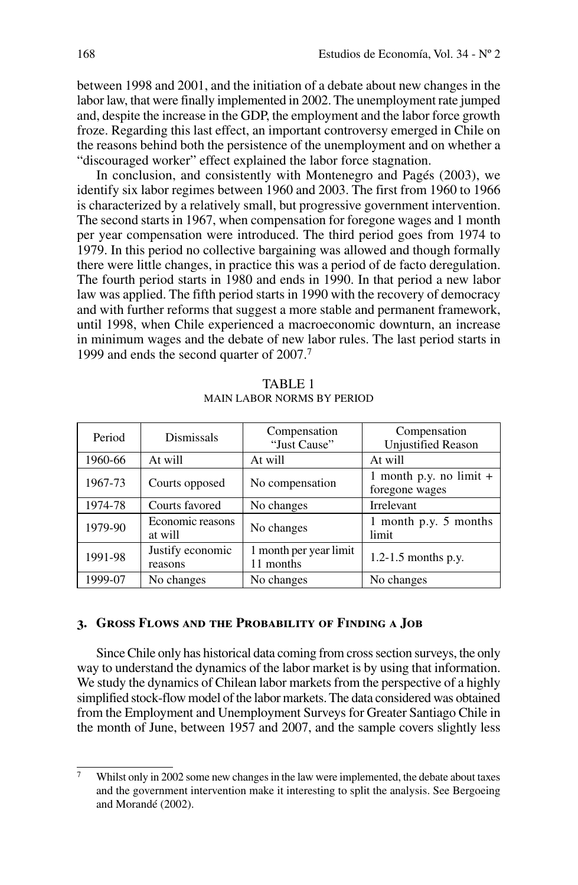between 1998 and 2001, and the initiation of a debate about new changes in the labor law, that were finally implemented in 2002. The unemployment rate jumped and, despite the increase in the GDP, the employment and the labor force growth froze. Regarding this last effect, an important controversy emerged in Chile on the reasons behind both the persistence of the unemployment and on whether a "discouraged worker" effect explained the labor force stagnation.

In conclusion, and consistently with Montenegro and Pagés (2003), we identify six labor regimes between 1960 and 2003. The first from 1960 to 1966 is characterized by a relatively small, but progressive government intervention. The second starts in 1967, when compensation for foregone wages and 1 month per year compensation were introduced. The third period goes from 1974 to 1979. In this period no collective bargaining was allowed and though formally there were little changes, in practice this was a period of de facto deregulation. The fourth period starts in 1980 and ends in 1990. In that period a new labor law was applied. The fifth period starts in 1990 with the recovery of democracy and with further reforms that suggest a more stable and permanent framework, until 1998, when Chile experienced a macroeconomic downturn, an increase in minimum wages and the debate of new labor rules. The last period starts in 1999 and ends the second quarter of 2007.[7]

TABLE 1
MAIN LABOR NORMS BY PERIOD

| Period | Dismissals | Compensation "Just Cause" | Compensation Unjustified Reason |
|---|---|---|---|
| 1960-66 | At will | At will | At will |
| 1967-73 | Courts opposed | No compensation | 1 month p.y. no limit + foregone wages |
| 1974-78 | Courts favored | No changes | Irrelevant |
| 1979-90 | Economic reasons at will | No changes | 1 month p.y. 5 months limit |
| 1991-98 | Justify economic reasons | 1 month per year limit 11 months | 1.2-1.5 months p.y. |
| 1999-07 | No changes | No changes | No changes |

## 3. Gross Flows and the Probability of Finding a Job

Since Chile only has historical data coming from cross section surveys, the only way to understand the dynamics of the labor market is by using that information. We study the dynamics of Chilean labor markets from the perspective of a highly simplified stock-flow model of the labor markets. The data considered was obtained from the Employment and Unemployment Surveys for Greater Santiago Chile in the month of June, between 1957 and 2007, and the sample covers slightly less

---

[7] Whilst only in 2002 some new changes in the law were implemented, the debate about taxes and the government intervention make it interesting to split the analysis. See Bergoeing and Morandé (2002).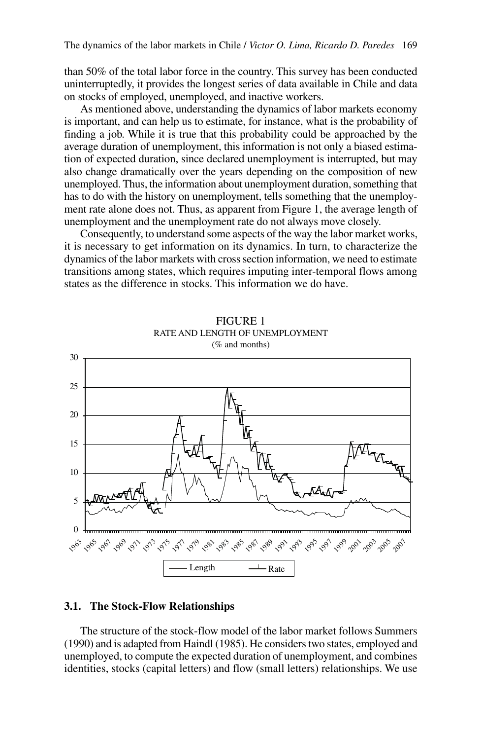than 50% of the total labor force in the country. This survey has been conducted uninterruptedly, it provides the longest series of data available in Chile and data on stocks of employed, unemployed, and inactive workers.

As mentioned above, understanding the dynamics of labor markets economy is important, and can help us to estimate, for instance, what is the probability of finding a job. While it is true that this probability could be approached by the average duration of unemployment, this information is not only a biased estimation of expected duration, since declared unemployment is interrupted, but may also change dramatically over the years depending on the composition of new unemployed. Thus, the information about unemployment duration, something that has to do with the history on unemployment, tells something that the unemployment rate alone does not. Thus, as apparent from Figure 1, the average length of unemployment and the unemployment rate do not always move closely.

Consequently, to understand some aspects of the way the labor market works, it is necessary to get information on its dynamics. In turn, to characterize the dynamics of the labor markets with cross section information, we need to estimate transitions among states, which requires imputing inter-temporal flows among states as the difference in stocks. This information we do have.

FIGURE 1
RATE AND LENGTH OF UNEMPLOYMENT
(% and months)

### 3.1. The Stock-Flow Relationships

The structure of the stock-flow model of the labor market follows Summers (1990) and is adapted from Haindl (1985). He considers two states, employed and unemployed, to compute the expected duration of unemployment, and combines identities, stocks (capital letters) and flow (small letters) relationships. We use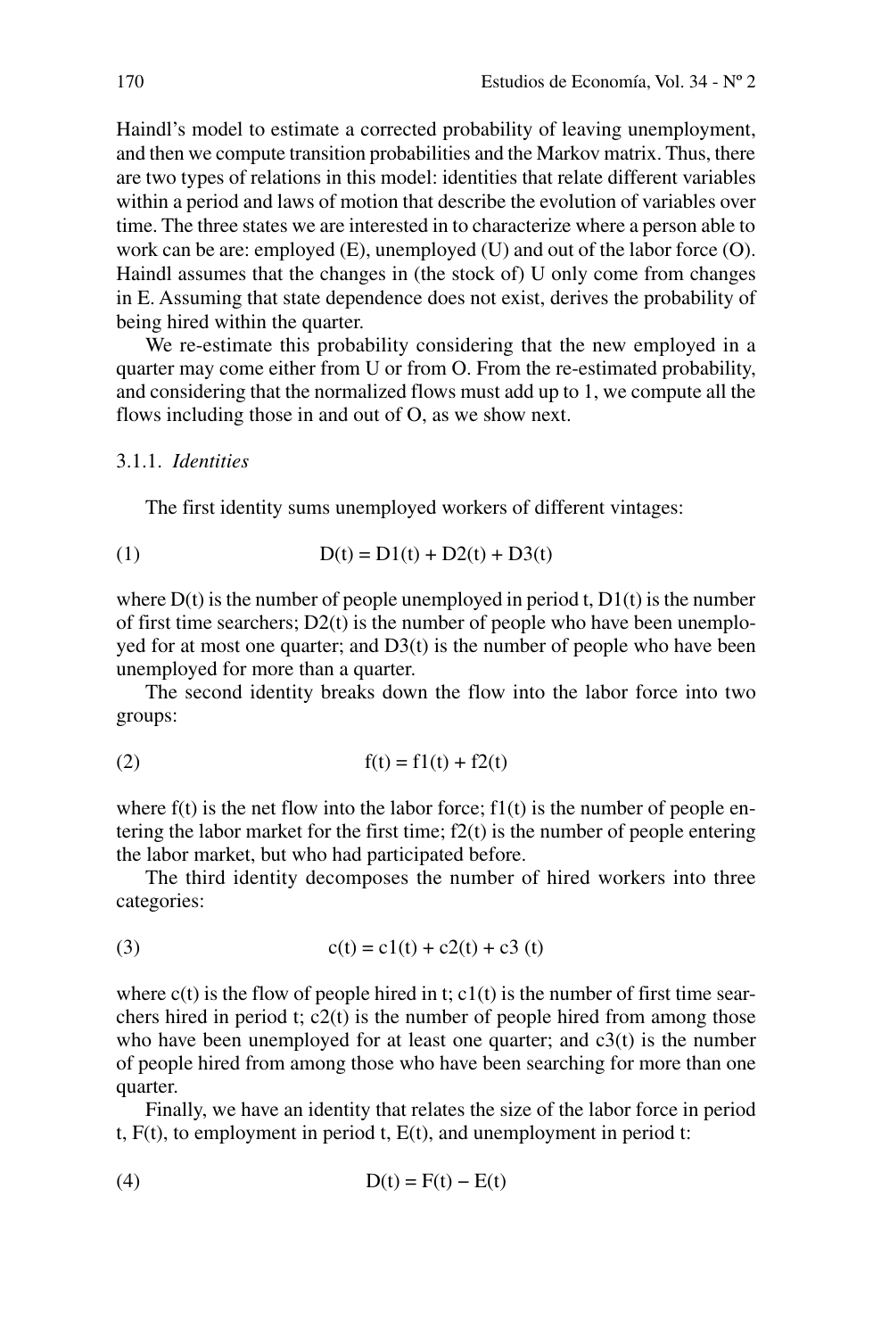Haindl's model to estimate a corrected probability of leaving unemployment, and then we compute transition probabilities and the Markov matrix. Thus, there are two types of relations in this model: identities that relate different variables within a period and laws of motion that describe the evolution of variables over time. The three states we are interested in to characterize where a person able to work can be are: employed (E), unemployed (U) and out of the labor force (O). Haindl assumes that the changes in (the stock of) U only come from changes in E. Assuming that state dependence does not exist, derives the probability of being hired within the quarter.

We re-estimate this probability considering that the new employed in a quarter may come either from U or from O. From the re-estimated probability, and considering that the normalized flows must add up to 1, we compute all the flows including those in and out of O, as we show next.

### 3.1.1. *Identities*

The first identity sums unemployed workers of different vintages:

$$D(t) = D1(t) + D2(t) + D3(t) \tag{1}$$

where D(t) is the number of people unemployed in period t, D1(t) is the number of first time searchers; D2(t) is the number of people who have been unemployed for at most one quarter; and D3(t) is the number of people who have been unemployed for more than a quarter.

The second identity breaks down the flow into the labor force into two groups:

$$f(t) = f1(t) + f2(t) \tag{2}$$

where f(t) is the net flow into the labor force; f1(t) is the number of people entering the labor market for the first time; f2(t) is the number of people entering the labor market, but who had participated before.

The third identity decomposes the number of hired workers into three categories:

$$c(t) = c1(t) + c2(t) + c3(t) \tag{3}$$

where c(t) is the flow of people hired in t; c1(t) is the number of first time searchers hired in period t; c2(t) is the number of people hired from among those who have been unemployed for at least one quarter; and c3(t) is the number of people hired from among those who have been searching for more than one quarter.

Finally, we have an identity that relates the size of the labor force in period t, F(t), to employment in period t, E(t), and unemployment in period t:

$$D(t) = F(t) - E(t) \tag{4}$$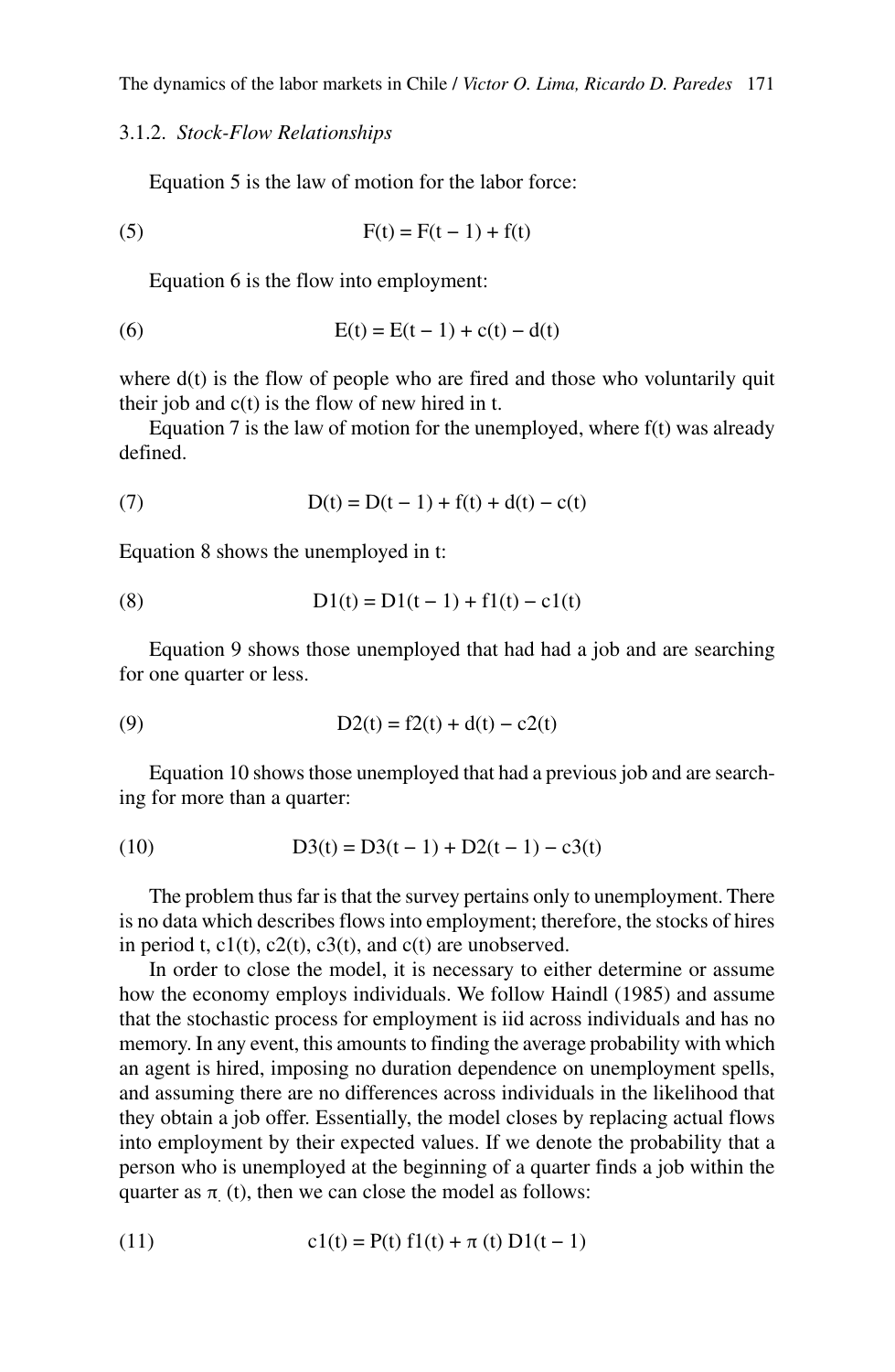#### 3.1.2. *Stock-Flow Relationships*

Equation 5 is the law of motion for the labor force:

$$F(t) = F(t-1) + f(t) \tag{5}$$

Equation 6 is the flow into employment:

$$E(t) = E(t-1) + c(t) - d(t) \tag{6}$$

where d(t) is the flow of people who are fired and those who voluntarily quit their job and c(t) is the flow of new hired in t.

Equation 7 is the law of motion for the unemployed, where f(t) was already defined.

$$D(t) = D(t-1) + f(t) + d(t) - c(t) \tag{7}$$

Equation 8 shows the unemployed in t:

$$D1(t) = D1(t-1) + f1(t) - c1(t) \tag{8}$$

Equation 9 shows those unemployed that had had a job and are searching for one quarter or less.

$$D2(t) = f2(t) + d(t) - c2(t) \tag{9}$$

Equation 10 shows those unemployed that had a previous job and are searching for more than a quarter:

$$D3(t) = D3(t-1) + D2(t-1) - c3(t) \tag{10}$$

The problem thus far is that the survey pertains only to unemployment. There is no data which describes flows into employment; therefore, the stocks of hires in period t, c1(t), c2(t), c3(t), and c(t) are unobserved.

In order to close the model, it is necessary to either determine or assume how the economy employs individuals. We follow Haindl (1985) and assume that the stochastic process for employment is iid across individuals and has no memory. In any event, this amounts to finding the average probability with which an agent is hired, imposing no duration dependence on unemployment spells, and assuming there are no differences across individuals in the likelihood that they obtain a job offer. Essentially, the model closes by replacing actual flows into employment by their expected values. If we denote the probability that a person who is unemployed at the beginning of a quarter finds a job within the quarter as $\pi_{,}(t)$, then we can close the model as follows:

$$c1(t) = P(t)\, f1(t) + \pi(t)\, D1(t-1) \tag{11}$$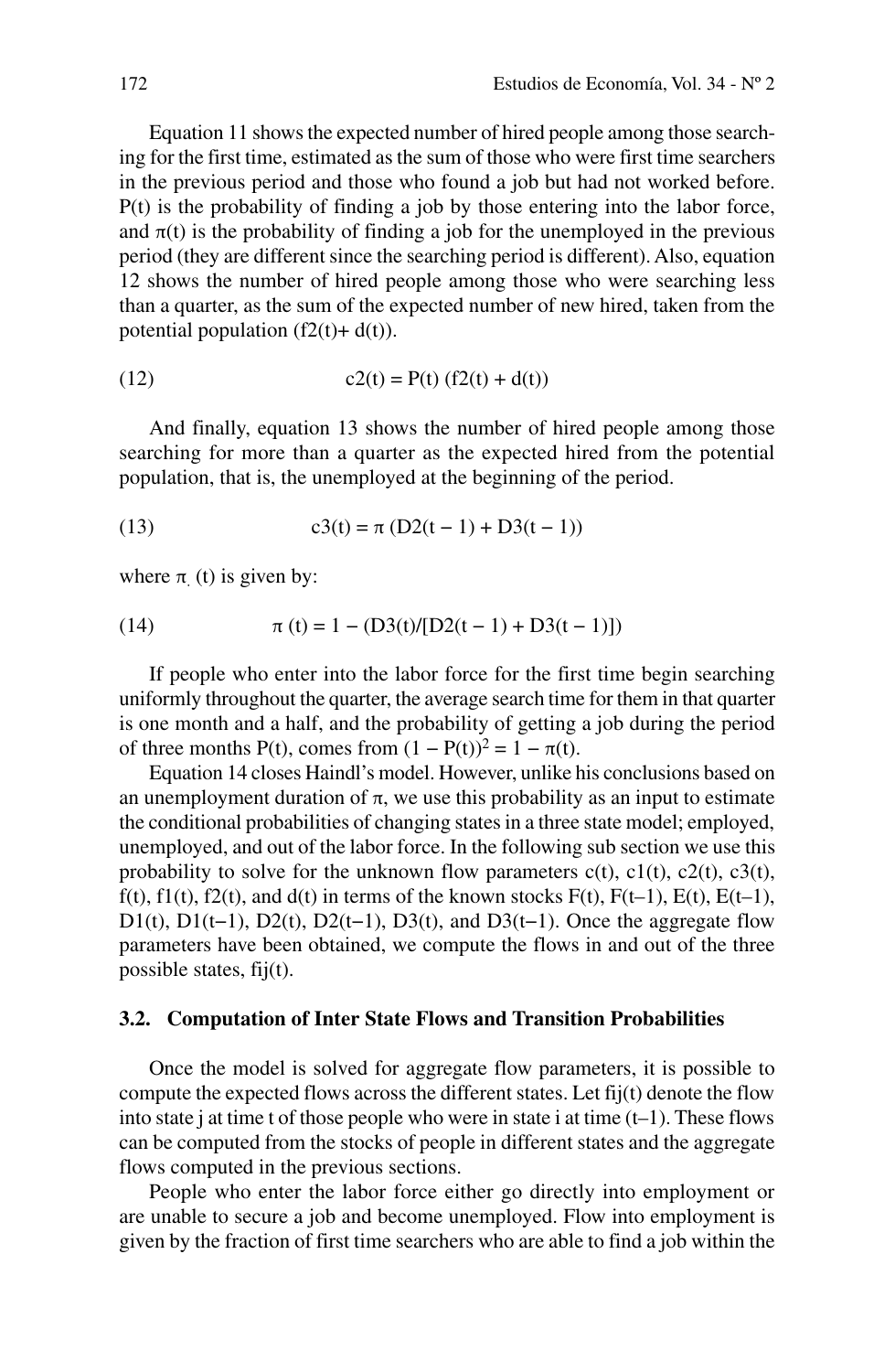Equation 11 shows the expected number of hired people among those searching for the first time, estimated as the sum of those who were first time searchers in the previous period and those who found a job but had not worked before. $P(t)$ is the probability of finding a job by those entering into the labor force, and $\pi(t)$ is the probability of finding a job for the unemployed in the previous period (they are different since the searching period is different). Also, equation 12 shows the number of hired people among those who were searching less than a quarter, as the sum of the expected number of new hired, taken from the potential population $(f2(t)+ d(t))$.

$$c2(t) = P(t)\,(f2(t) + d(t)) \tag{12}$$

And finally, equation 13 shows the number of hired people among those searching for more than a quarter as the expected hired from the potential population, that is, the unemployed at the beginning of the period.

$$c3(t) = \pi\,(D2(t-1) + D3(t-1)) \tag{13}$$

where $\pi_{.}(t)$ is given by:

$$\pi(t) = 1 - (D3(t)/[D2(t-1) + D3(t-1)]) \tag{14}$$

If people who enter into the labor force for the first time begin searching uniformly throughout the quarter, the average search time for them in that quarter is one month and a half, and the probability of getting a job during the period of three months $P(t)$, comes from $(1 - P(t))^2 = 1 - \pi(t)$.

Equation 14 closes Haindl's model. However, unlike his conclusions based on an unemployment duration of $\pi$, we use this probability as an input to estimate the conditional probabilities of changing states in a three state model; employed, unemployed, and out of the labor force. In the following sub section we use this probability to solve for the unknown flow parameters $c(t)$, $c1(t)$, $c2(t)$, $c3(t)$, $f(t)$, $f1(t)$, $f2(t)$, and $d(t)$ in terms of the known stocks $F(t)$, $F(t-1)$, $E(t)$, $E(t-1)$, $D1(t)$, $D1(t-1)$, $D2(t)$, $D2(t-1)$, $D3(t)$, and $D3(t-1)$. Once the aggregate flow parameters have been obtained, we compute the flows in and out of the three possible states, $fij(t)$.

### 3.2. Computation of Inter State Flows and Transition Probabilities

Once the model is solved for aggregate flow parameters, it is possible to compute the expected flows across the different states. Let $fij(t)$ denote the flow into state j at time t of those people who were in state i at time $(t-1)$. These flows can be computed from the stocks of people in different states and the aggregate flows computed in the previous sections.

People who enter the labor force either go directly into employment or are unable to secure a job and become unemployed. Flow into employment is given by the fraction of first time searchers who are able to find a job within the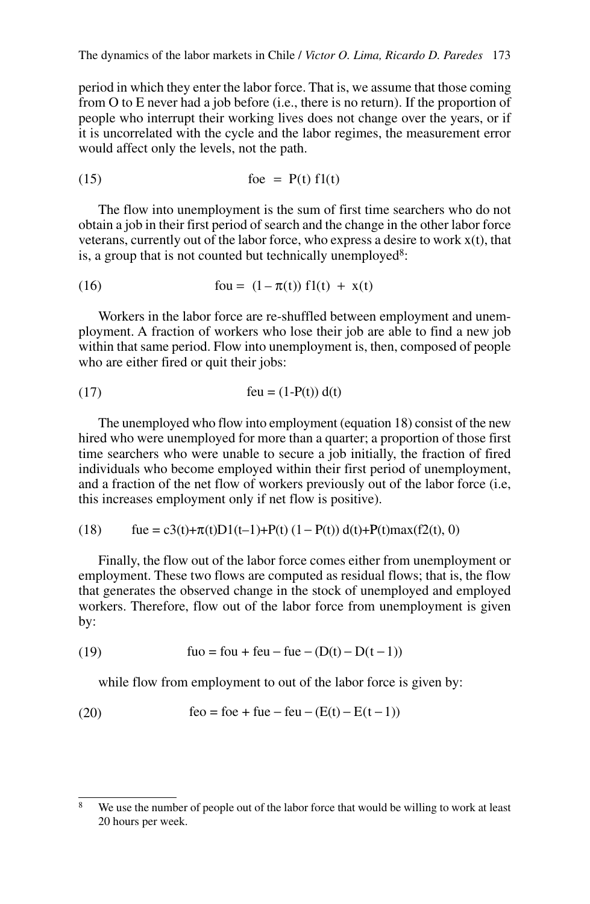period in which they enter the labor force. That is, we assume that those coming from O to E never had a job before (i.e., there is no return). If the proportion of people who interrupt their working lives does not change over the years, or if it is uncorrelated with the cycle and the labor regimes, the measurement error would affect only the levels, not the path.

$$foe = P(t)\, f1(t) \tag{15}$$

The flow into unemployment is the sum of first time searchers who do not obtain a job in their first period of search and the change in the other labor force veterans, currently out of the labor force, who express a desire to work x(t), that is, a group that is not counted but technically unemployed[8]:

$$fou = (1 - \pi(t))\, f1(t) + x(t) \tag{16}$$

Workers in the labor force are re-shuffled between employment and unemployment. A fraction of workers who lose their job are able to find a new job within that same period. Flow into unemployment is, then, composed of people who are either fired or quit their jobs:

$$feu = (1 - P(t))\, d(t) \tag{17}$$

The unemployed who flow into employment (equation 18) consist of the new hired who were unemployed for more than a quarter; a proportion of those first time searchers who were unable to secure a job initially, the fraction of fired individuals who become employed within their first period of unemployment, and a fraction of the net flow of workers previously out of the labor force (i.e, this increases employment only if net flow is positive).

$$fue = c3(t) + \pi(t) D1(t-1) + P(t)\,(1 - P(t))\, d(t) + P(t)\max(f2(t), 0) \tag{18}$$

Finally, the flow out of the labor force comes either from unemployment or employment. These two flows are computed as residual flows; that is, the flow that generates the observed change in the stock of unemployed and employed workers. Therefore, flow out of the labor force from unemployment is given by:

$$fuo = fou + feu - fue - (D(t) - D(t-1)) \tag{19}$$

while flow from employment to out of the labor force is given by:

$$feo = foe + fue - feu - (E(t) - E(t-1)) \tag{20}$$

---

[8] We use the number of people out of the labor force that would be willing to work at least 20 hours per week.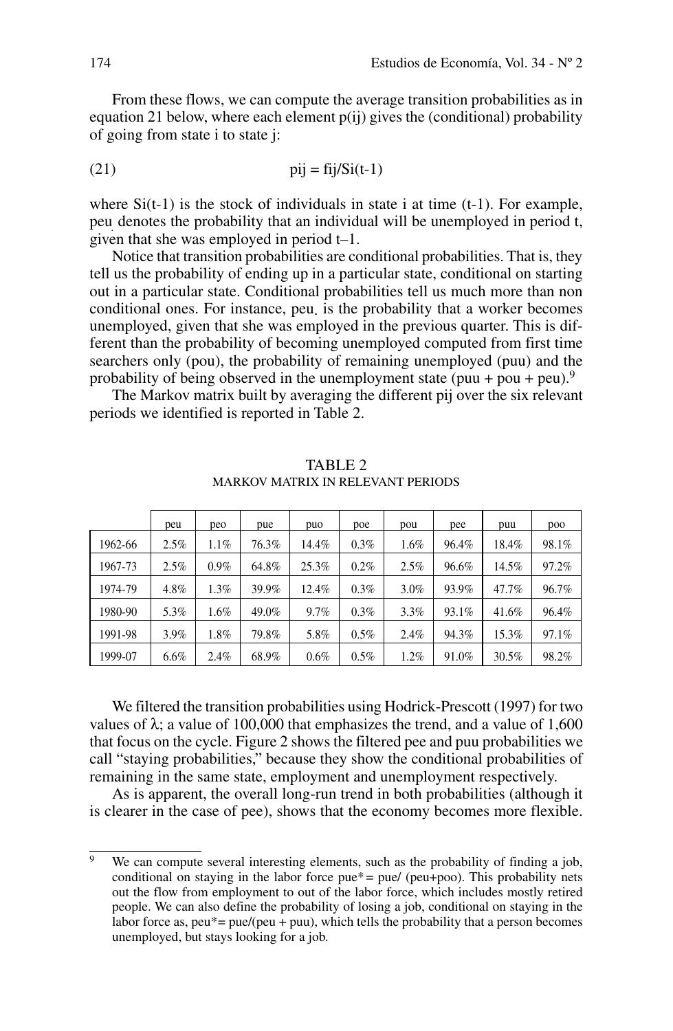From these flows, we can compute the average transition probabilities as in equation 21 below, where each element p(ij) gives the (conditional) probability of going from state i to state j:

$$\text{pij} = \text{fij}/\text{Si(t-1)} \tag{21}$$

where Si(t-1) is the stock of individuals in state i at time (t-1). For example, peu denotes the probability that an individual will be unemployed in period t, given that she was employed in period t–1.

Notice that transition probabilities are conditional probabilities. That is, they tell us the probability of ending up in a particular state, conditional on starting out in a particular state. Conditional probabilities tell us much more than non conditional ones. For instance, peu. is the probability that a worker becomes unemployed, given that she was employed in the previous quarter. This is different than the probability of becoming unemployed computed from first time searchers only (pou), the probability of remaining unemployed (puu) and the probability of being observed in the unemployment state (puu + pou + peu).[9]

The Markov matrix built by averaging the different pij over the six relevant periods we identified is reported in Table 2.

TABLE 2
MARKOV MATRIX IN RELEVANT PERIODS

| | peu | peo | pue | puo | poe | pou | pee | puu | poo |
|---|---|---|---|---|---|---|---|---|---|
| 1962-66 | 2.5% | 1.1% | 76.3% | 14.4% | 0.3% | 1.6% | 96.4% | 18.4% | 98.1% |
| 1967-73 | 2.5% | 0.9% | 64.8% | 25.3% | 0.2% | 2.5% | 96.6% | 14.5% | 97.2% |
| 1974-79 | 4.8% | 1.3% | 39.9% | 12.4% | 0.3% | 3.0% | 93.9% | 47.7% | 96.7% |
| 1980-90 | 5.3% | 1.6% | 49.0% | 9.7% | 0.3% | 3.3% | 93.1% | 41.6% | 96.4% |
| 1991-98 | 3.9% | 1.8% | 79.8% | 5.8% | 0.5% | 2.4% | 94.3% | 15.3% | 97.1% |
| 1999-07 | 6.6% | 2.4% | 68.9% | 0.6% | 0.5% | 1.2% | 91.0% | 30.5% | 98.2% |

We filtered the transition probabilities using Hodrick-Prescott (1997) for two values of $\lambda$; a value of 100,000 that emphasizes the trend, and a value of 1,600 that focus on the cycle. Figure 2 shows the filtered pee and puu probabilities we call "staying probabilities," because they show the conditional probabilities of remaining in the same state, employment and unemployment respectively.

As is apparent, the overall long-run trend in both probabilities (although it is clearer in the case of pee), shows that the economy becomes more flexible.

[9] We can compute several interesting elements, such as the probability of finding a job, conditional on staying in the labor force pue* = pue/ (peu+poo). This probability nets out the flow from employment to out of the labor force, which includes mostly retired people. We can also define the probability of losing a job, conditional on staying in the labor force as, peu* = pue/(peu + puu), which tells the probability that a person becomes unemployed, but stays looking for a job.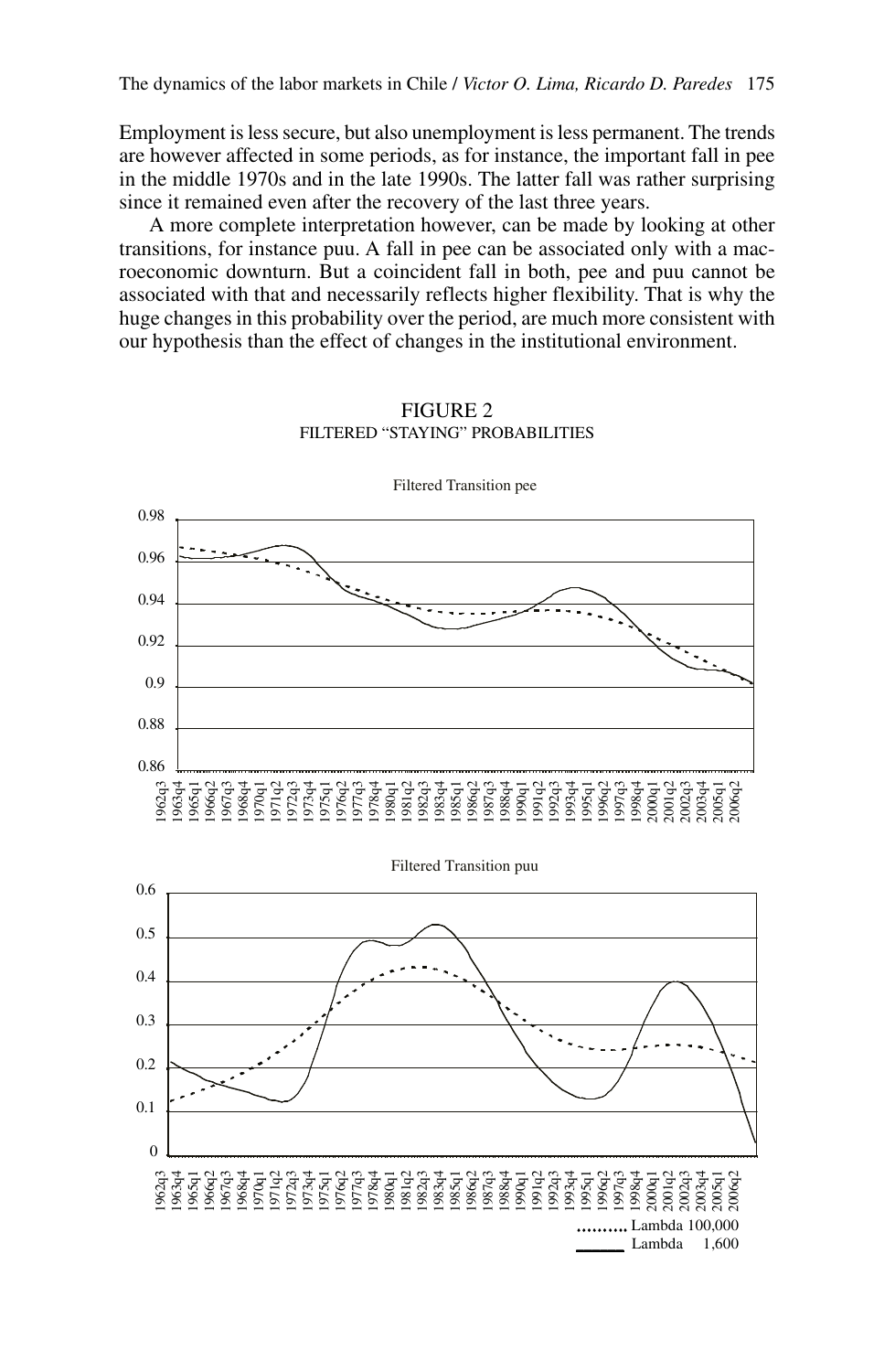Employment is less secure, but also unemployment is less permanent. The trends are however affected in some periods, as for instance, the important fall in pee in the middle 1970s and in the late 1990s. The latter fall was rather surprising since it remained even after the recovery of the last three years.

A more complete interpretation however, can be made by looking at other transitions, for instance puu. A fall in pee can be associated only with a macroeconomic downturn. But a coincident fall in both, pee and puu cannot be associated with that and necessarily reflects higher flexibility. That is why the huge changes in this probability over the period, are much more consistent with our hypothesis than the effect of changes in the institutional environment.

FIGURE 2
FILTERED "STAYING" PROBABILITIES

Filtered Transition pee

Filtered Transition puu

.......... Lambda 100,000
______ Lambda 1,600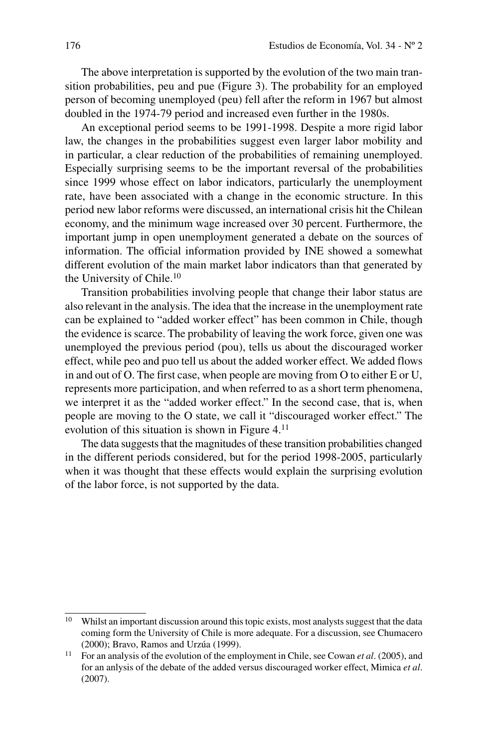The above interpretation is supported by the evolution of the two main transition probabilities, peu and pue (Figure 3). The probability for an employed person of becoming unemployed (peu) fell after the reform in 1967 but almost doubled in the 1974-79 period and increased even further in the 1980s.

An exceptional period seems to be 1991-1998. Despite a more rigid labor law, the changes in the probabilities suggest even larger labor mobility and in particular, a clear reduction of the probabilities of remaining unemployed. Especially surprising seems to be the important reversal of the probabilities since 1999 whose effect on labor indicators, particularly the unemployment rate, have been associated with a change in the economic structure. In this period new labor reforms were discussed, an international crisis hit the Chilean economy, and the minimum wage increased over 30 percent. Furthermore, the important jump in open unemployment generated a debate on the sources of information. The official information provided by INE showed a somewhat different evolution of the main market labor indicators than that generated by the University of Chile.[10]

Transition probabilities involving people that change their labor status are also relevant in the analysis. The idea that the increase in the unemployment rate can be explained to "added worker effect" has been common in Chile, though the evidence is scarce. The probability of leaving the work force, given one was unemployed the previous period (pou), tells us about the discouraged worker effect, while peo and puo tell us about the added worker effect. We added flows in and out of O. The first case, when people are moving from O to either E or U, represents more participation, and when referred to as a short term phenomena, we interpret it as the "added worker effect." In the second case, that is, when people are moving to the O state, we call it "discouraged worker effect." The evolution of this situation is shown in Figure 4.[11]

The data suggests that the magnitudes of these transition probabilities changed in the different periods considered, but for the period 1998-2005, particularly when it was thought that these effects would explain the surprising evolution of the labor force, is not supported by the data.

---

[10] Whilst an important discussion around this topic exists, most analysts suggest that the data coming form the University of Chile is more adequate. For a discussion, see Chumacero (2000); Bravo, Ramos and Urzúa (1999).

[11] For an analysis of the evolution of the employment in Chile, see Cowan *et al*. (2005), and for an anlysis of the debate of the added versus discouraged worker effect, Mimica *et al*. (2007).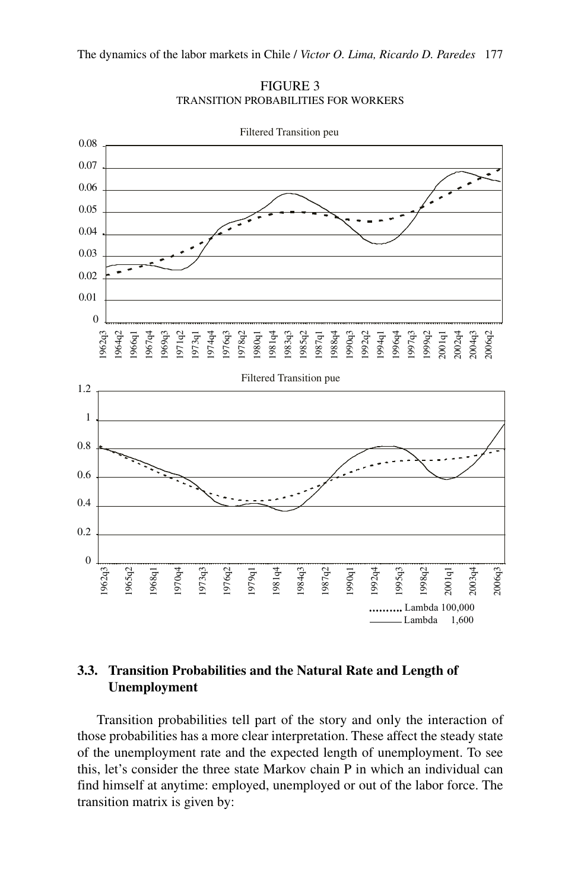FIGURE 3
TRANSITION PROBABILITIES FOR WORKERS

## 3.3. Transition Probabilities and the Natural Rate and Length of Unemployment

Transition probabilities tell part of the story and only the interaction of those probabilities has a more clear interpretation. These affect the steady state of the unemployment rate and the expected length of unemployment. To see this, let's consider the three state Markov chain P in which an individual can find himself at anytime: employed, unemployed or out of the labor force. The transition matrix is given by: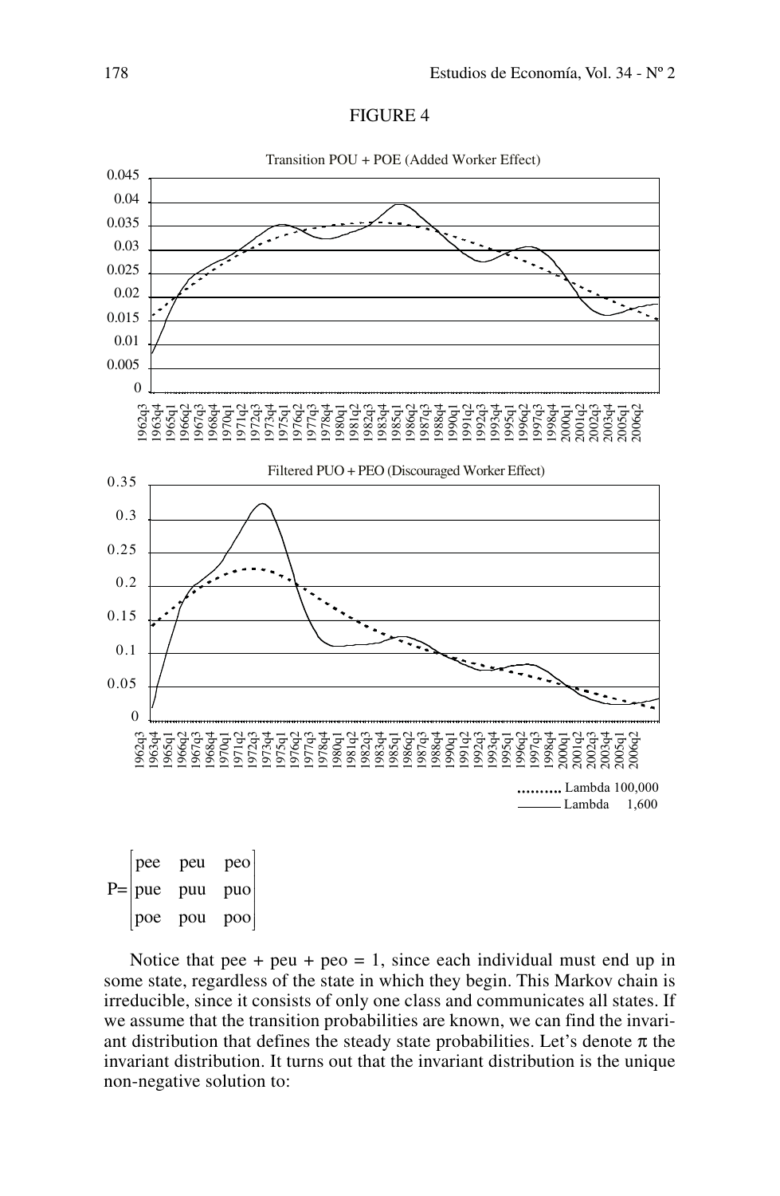FIGURE 4

Transition POU + POE (Added Worker Effect)

Filtered PUO + PEO (Discouraged Worker Effect)

.......... Lambda 100,000
——— Lambda 1,600

$$P = \begin{bmatrix} pee & peu & peo \\ pue & puu & puo \\ poe & pou & poo \end{bmatrix}$$

Notice that pee + peu + peo = 1, since each individual must end up in some state, regardless of the state in which they begin. This Markov chain is irreducible, since it consists of only one class and communicates all states. If we assume that the transition probabilities are known, we can find the invariant distribution that defines the steady state probabilities. Let's denote $\pi$ the invariant distribution. It turns out that the invariant distribution is the unique non-negative solution to: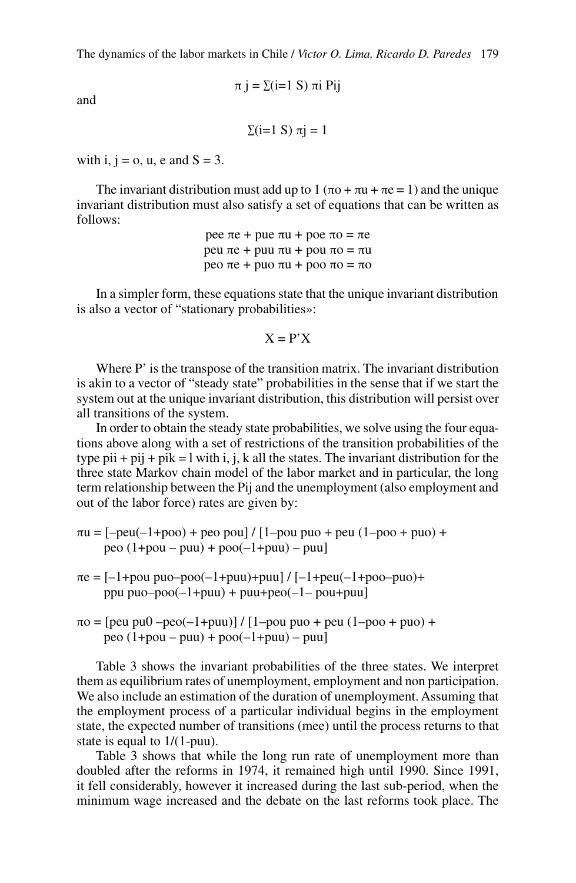$$\pi_j = \sum_{i=1}^{S} \pi_i P_{ij}$$

and

$$\sum_{i=1}^{S} \pi_j = 1$$

with $i, j = o, u, e$ and $S = 3$.

The invariant distribution must add up to 1 ($\pi_o + \pi_u + \pi_e = 1$) and the unique invariant distribution must also satisfy a set of equations that can be written as follows:

$$p_{ee}\,\pi_e + p_{ue}\,\pi_u + p_{oe}\,\pi_o = \pi_e$$
$$p_{eu}\,\pi_e + p_{uu}\,\pi_u + p_{ou}\,\pi_o = \pi_u$$
$$p_{eo}\,\pi_e + p_{uo}\,\pi_u + p_{oo}\,\pi_o = \pi_o$$

In a simpler form, these equations state that the unique invariant distribution is also a vector of "stationary probabilities»:

$$X = P'X$$

Where P' is the transpose of the transition matrix. The invariant distribution is akin to a vector of "steady state" probabilities in the sense that if we start the system out at the unique invariant distribution, this distribution will persist over all transitions of the system.

In order to obtain the steady state probabilities, we solve using the four equations above along with a set of restrictions of the transition probabilities of the type $p_{ii} + p_{ij} + p_{ik} = 1$ with i, j, k all the states. The invariant distribution for the three state Markov chain model of the labor market and in particular, the long term relationship between the $P_{ij}$ and the unemployment (also employment and out of the labor force) rates are given by:

$$\pi_u = [-p_{eu}(-1+p_{oo}) + p_{eo}\,p_{ou}] \,/\, [1-p_{ou}\,p_{uo} + p_{eu}\,(1-p_{oo} + p_{uo}) + p_{eo}\,(1+p_{ou} - p_{uu}) + p_{oo}(-1+p_{uu}) - p_{uu}]$$

$$\pi_e = [-1+p_{ou}\,p_{uo}-p_{oo}(-1+p_{uu})+p_{uu}] \,/\, [-1+p_{eu}(-1+p_{oo}-p_{uo})+ p_{pu}\,p_{uo}-p_{oo}(-1+p_{uu}) + p_{uu}+p_{eo}(-1- p_{ou}+p_{uu}]$$

$$\pi_o = [p_{eu}\,p_{u0} -p_{eo}(-1+p_{uu})] \,/\, [1-p_{ou}\,p_{uo} + p_{eu}\,(1-p_{oo} + p_{uo}) + p_{eo}\,(1+p_{ou} - p_{uu}) + p_{oo}(-1+p_{uu}) - p_{uu}]$$

Table 3 shows the invariant probabilities of the three states. We interpret them as equilibrium rates of unemployment, employment and non participation. We also include an estimation of the duration of unemployment. Assuming that the employment process of a particular individual begins in the employment state, the expected number of transitions ($m_{ee}$) until the process returns to that state is equal to $1/(1-p_{uu})$.

Table 3 shows that while the long run rate of unemployment more than doubled after the reforms in 1974, it remained high until 1990. Since 1991, it fell considerably, however it increased during the last sub-period, when the minimum wage increased and the debate on the last reforms took place. The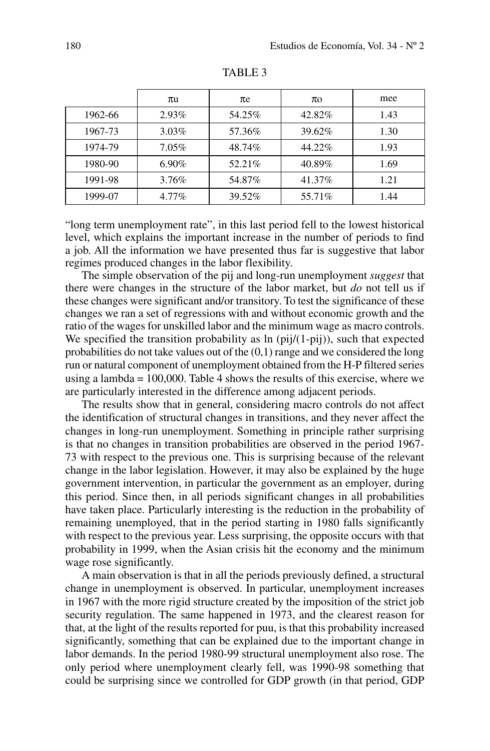TABLE 3

| | $\pi u$ | $\pi e$ | $\pi o$ | mee |
|---|---|---|---|---|
| 1962-66 | 2.93% | 54.25% | 42.82% | 1.43 |
| 1967-73 | 3.03% | 57.36% | 39.62% | 1.30 |
| 1974-79 | 7.05% | 48.74% | 44.22% | 1.93 |
| 1980-90 | 6.90% | 52.21% | 40.89% | 1.69 |
| 1991-98 | 3.76% | 54.87% | 41.37% | 1.21 |
| 1999-07 | 4.77% | 39.52% | 55.71% | 1.44 |

"long term unemployment rate", in this last period fell to the lowest historical level, which explains the important increase in the number of periods to find a job. All the information we have presented thus far is suggestive that labor regimes produced changes in the labor flexibility.

The simple observation of the pij and long-run unemployment *suggest* that there were changes in the structure of the labor market, but *do* not tell us if these changes were significant and/or transitory. To test the significance of these changes we ran a set of regressions with and without economic growth and the ratio of the wages for unskilled labor and the minimum wage as macro controls. We specified the transition probability as ln (pij/(1-pij)), such that expected probabilities do not take values out of the (0,1) range and we considered the long run or natural component of unemployment obtained from the H-P filtered series using a lambda = 100,000. Table 4 shows the results of this exercise, where we are particularly interested in the difference among adjacent periods.

The results show that in general, considering macro controls do not affect the identification of structural changes in transitions, and they never affect the changes in long-run unemployment. Something in principle rather surprising is that no changes in transition probabilities are observed in the period 1967-73 with respect to the previous one. This is surprising because of the relevant change in the labor legislation. However, it may also be explained by the huge government intervention, in particular the government as an employer, during this period. Since then, in all periods significant changes in all probabilities have taken place. Particularly interesting is the reduction in the probability of remaining unemployed, that in the period starting in 1980 falls significantly with respect to the previous year. Less surprising, the opposite occurs with that probability in 1999, when the Asian crisis hit the economy and the minimum wage rose significantly.

A main observation is that in all the periods previously defined, a structural change in unemployment is observed. In particular, unemployment increases in 1967 with the more rigid structure created by the imposition of the strict job security regulation. The same happened in 1973, and the clearest reason for that, at the light of the results reported for puu, is that this probability increased significantly, something that can be explained due to the important change in labor demands. In the period 1980-99 structural unemployment also rose. The only period where unemployment clearly fell, was 1990-98 something that could be surprising since we controlled for GDP growth (in that period, GDP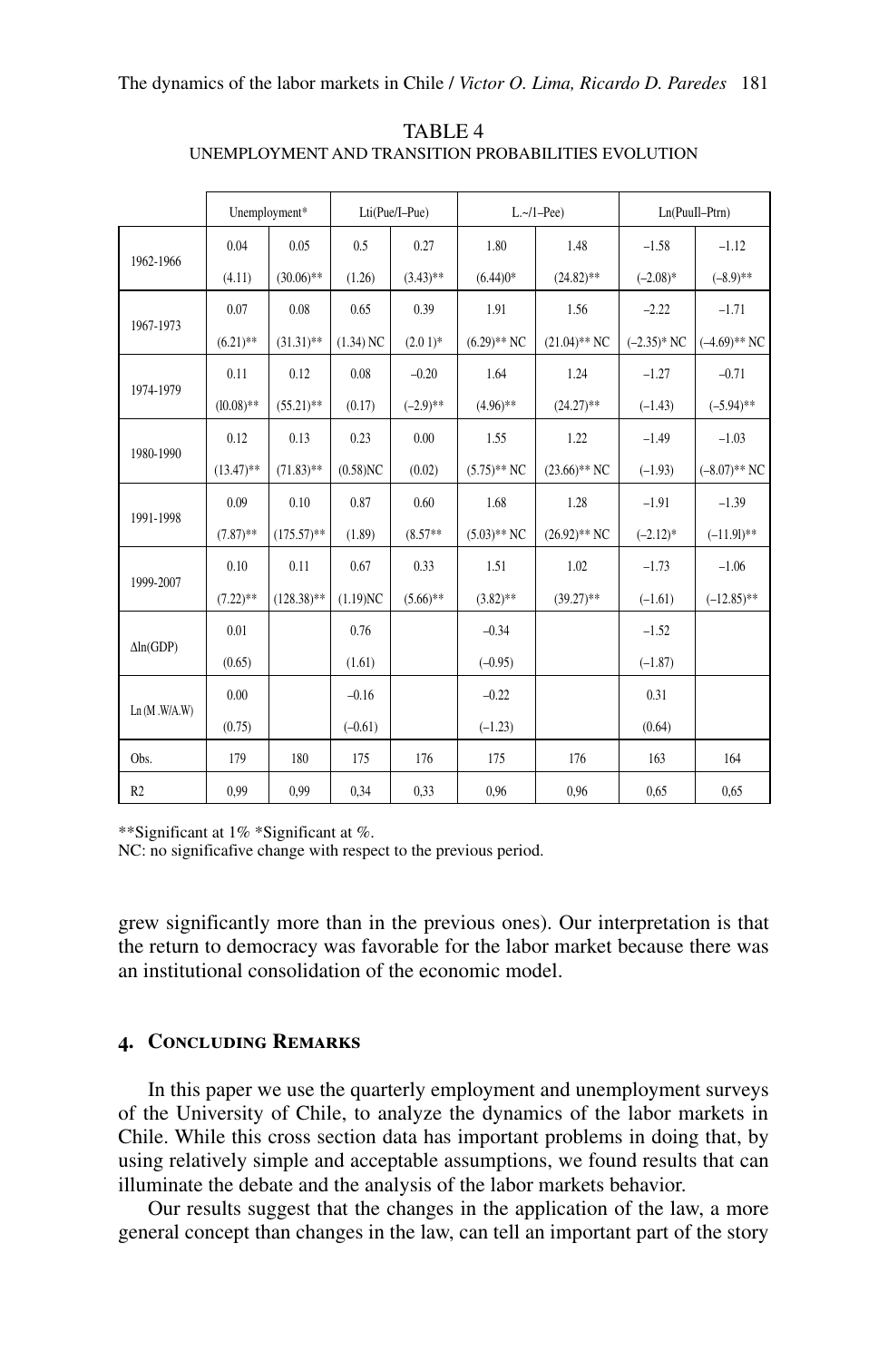TABLE 4
UNEMPLOYMENT AND TRANSITION PROBABILITIES EVOLUTION

| | Unemployment* | | Lti(Pue/I–Pue) | | L.~/1–Pee) | | Ln(PuuI–Ptrn) | |
|---|---|---|---|---|---|---|---|---|
| 1962-1966 | 0.04 | 0.05 | 0.5 | 0.27 | 1.80 | 1.48 | –1.58 | –1.12 |
| | (4.11) | (30.06)** | (1.26) | (3.43)** | (6.44)0* | (24.82)** | (–2.08)* | (–8.9)** |
| 1967-1973 | 0.07 | 0.08 | 0.65 | 0.39 | 1.91 | 1.56 | –2.22 | –1.71 |
| | (6.21)** | (31.31)** | (1.34) NC | (2.0 1)* | (6.29)** NC | (21.04)** NC | (–2.35)* NC | (–4.69)** NC |
| 1974-1979 | 0.11 | 0.12 | 0.08 | –0.20 | 1.64 | 1.24 | –1.27 | –0.71 |
| | (l0.08)** | (55.21)** | (0.17) | (–2.9)** | (4.96)** | (24.27)** | (–1.43) | (–5.94)** |
| 1980-1990 | 0.12 | 0.13 | 0.23 | 0.00 | 1.55 | 1.22 | –1.49 | –1.03 |
| | (13.47)** | (71.83)** | (0.58)NC | (0.02) | (5.75)** NC | (23.66)** NC | (–1.93) | (–8.07)** NC |
| 1991-1998 | 0.09 | 0.10 | 0.87 | 0.60 | 1.68 | 1.28 | –1.91 | –1.39 |
| | (7.87)** | (175.57)** | (1.89) | (8.57** | (5.03)** NC | (26.92)** NC | (–2.12)* | (–11.9l)** |
| 1999-2007 | 0.10 | 0.11 | 0.67 | 0.33 | 1.51 | 1.02 | –1.73 | –1.06 |
| | (7.22)** | (128.38)** | (1.19)NC | (5.66)** | (3.82)** | (39.27)** | (–1.61) | (–12.85)** |
| Δln(GDP) | 0.01 | | 0.76 | | –0.34 | | –1.52 | |
| | (0.65) | | (1.61) | | (–0.95) | | (–1.87) | |
| Ln (M .W/A.W) | 0.00 | | –0.16 | | –0.22 | | 0.31 | |
| | (0.75) | | (–0.61) | | (–1.23) | | (0.64) | |
| Obs. | 179 | 180 | 175 | 176 | 175 | 176 | 163 | 164 |
| R2 | 0,99 | 0,99 | 0,34 | 0,33 | 0,96 | 0,96 | 0,65 | 0,65 |

**Significant at 1% *Significant at %.
NC: no significafive change with respect to the previous period.

grew significantly more than in the previous ones). Our interpretation is that the return to democracy was favorable for the labor market because there was an institutional consolidation of the economic model.

## 4. Concluding Remarks

In this paper we use the quarterly employment and unemployment surveys of the University of Chile, to analyze the dynamics of the labor markets in Chile. While this cross section data has important problems in doing that, by using relatively simple and acceptable assumptions, we found results that can illuminate the debate and the analysis of the labor markets behavior.

Our results suggest that the changes in the application of the law, a more general concept than changes in the law, can tell an important part of the story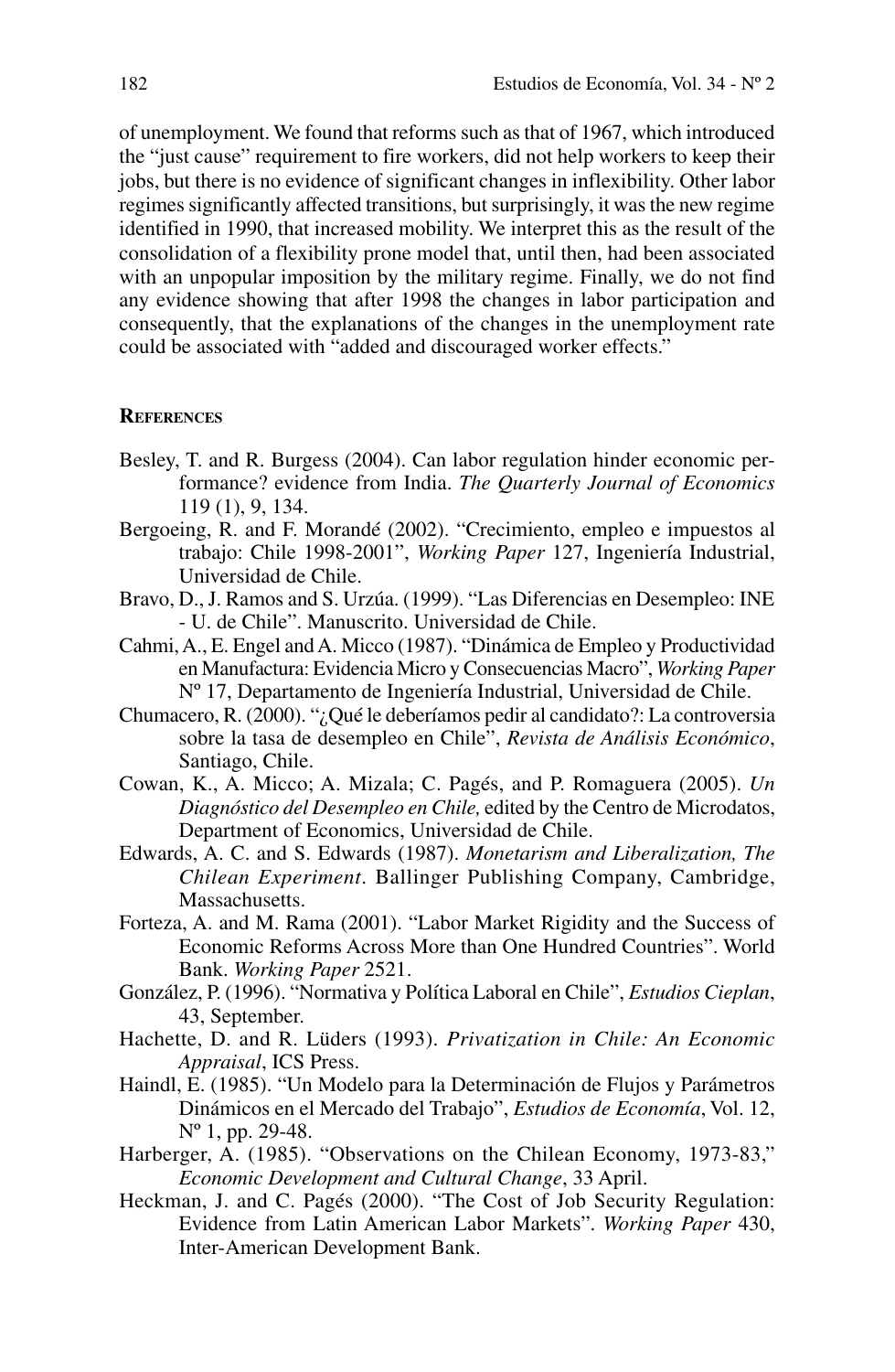of unemployment. We found that reforms such as that of 1967, which introduced the "just cause" requirement to fire workers, did not help workers to keep their jobs, but there is no evidence of significant changes in inflexibility. Other labor regimes significantly affected transitions, but surprisingly, it was the new regime identified in 1990, that increased mobility. We interpret this as the result of the consolidation of a flexibility prone model that, until then, had been associated with an unpopular imposition by the military regime. Finally, we do not find any evidence showing that after 1998 the changes in labor participation and consequently, that the explanations of the changes in the unemployment rate could be associated with "added and discouraged worker effects."

## References

Besley, T. and R. Burgess (2004). Can labor regulation hinder economic performance? evidence from India. *The Quarterly Journal of Economics* 119 (1), 9, 134.

Bergoeing, R. and F. Morandé (2002). "Crecimiento, empleo e impuestos al trabajo: Chile 1998-2001", *Working Paper* 127, Ingeniería Industrial, Universidad de Chile.

Bravo, D., J. Ramos and S. Urzúa. (1999). "Las Diferencias en Desempleo: INE - U. de Chile". Manuscrito. Universidad de Chile.

Cahmi, A., E. Engel and A. Micco (1987). "Dinámica de Empleo y Productividad en Manufactura: Evidencia Micro y Consecuencias Macro", *Working Paper* Nº 17, Departamento de Ingeniería Industrial, Universidad de Chile.

Chumacero, R. (2000). "¿Qué le deberíamos pedir al candidato?: La controversia sobre la tasa de desempleo en Chile", *Revista de Análisis Económico*, Santiago, Chile.

Cowan, K., A. Micco; A. Mizala; C. Pagés, and P. Romaguera (2005). *Un Diagnóstico del Desempleo en Chile,* edited by the Centro de Microdatos, Department of Economics, Universidad de Chile.

Edwards, A. C. and S. Edwards (1987). *Monetarism and Liberalization, The Chilean Experiment*. Ballinger Publishing Company, Cambridge, Massachusetts.

Forteza, A. and M. Rama (2001). "Labor Market Rigidity and the Success of Economic Reforms Across More than One Hundred Countries". World Bank. *Working Paper* 2521.

González, P. (1996). "Normativa y Política Laboral en Chile", *Estudios Cieplan*, 43, September.

Hachette, D. and R. Lüders (1993). *Privatization in Chile: An Economic Appraisal*, ICS Press.

Haindl, E. (1985). "Un Modelo para la Determinación de Flujos y Parámetros Dinámicos en el Mercado del Trabajo", *Estudios de Economía*, Vol. 12, Nº 1, pp. 29-48.

Harberger, A. (1985). "Observations on the Chilean Economy, 1973-83," *Economic Development and Cultural Change*, 33 April.

Heckman, J. and C. Pagés (2000). "The Cost of Job Security Regulation: Evidence from Latin American Labor Markets". *Working Paper* 430, Inter-American Development Bank.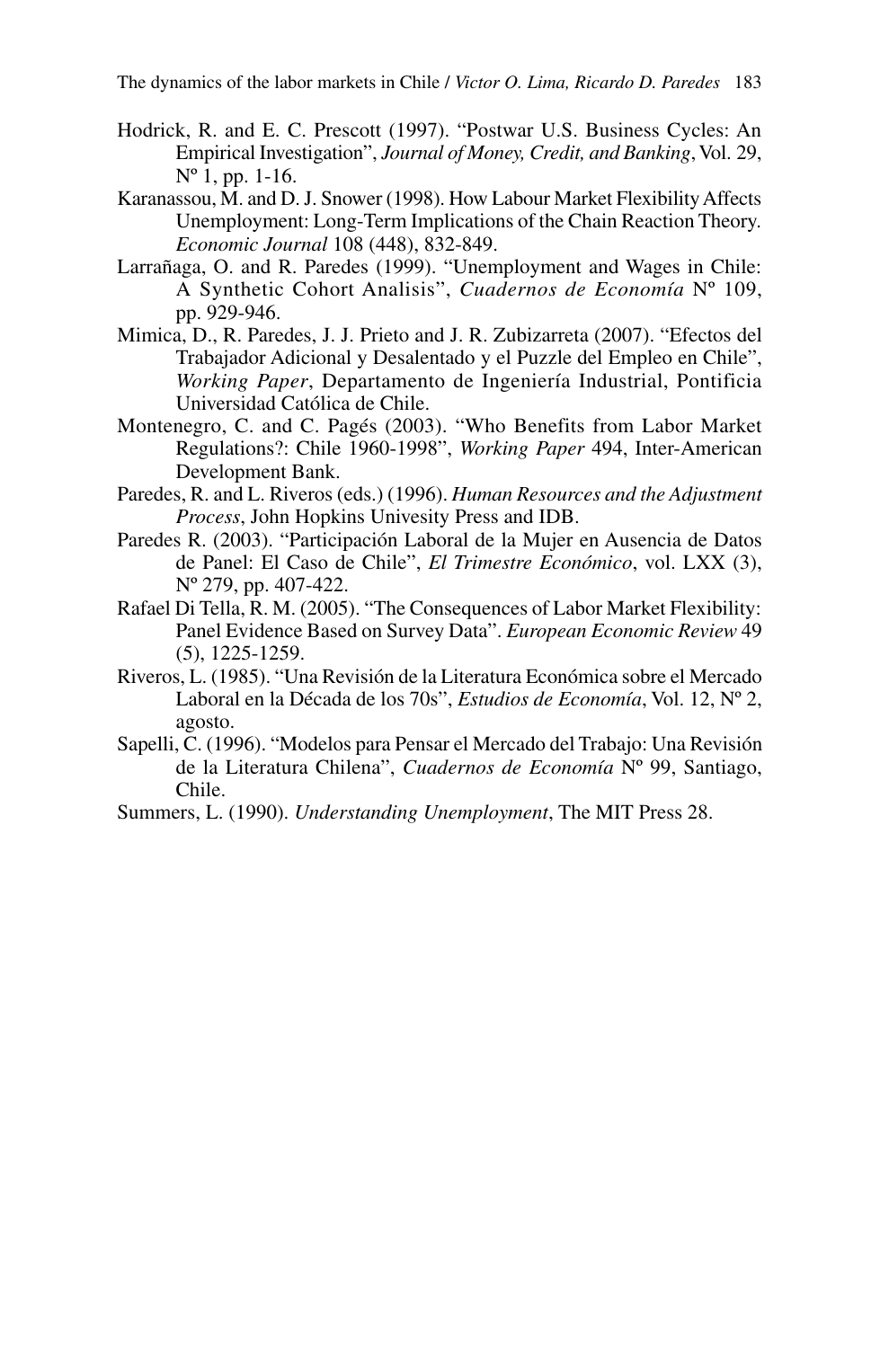Hodrick, R. and E. C. Prescott (1997). "Postwar U.S. Business Cycles: An Empirical Investigation", *Journal of Money, Credit, and Banking*, Vol. 29, Nº 1, pp. 1-16.

Karanassou, M. and D. J. Snower (1998). How Labour Market Flexibility Affects Unemployment: Long-Term Implications of the Chain Reaction Theory. *Economic Journal* 108 (448), 832-849.

Larrañaga, O. and R. Paredes (1999). "Unemployment and Wages in Chile: A Synthetic Cohort Analisis", *Cuadernos de Economía* Nº 109, pp. 929-946.

Mimica, D., R. Paredes, J. J. Prieto and J. R. Zubizarreta (2007). "Efectos del Trabajador Adicional y Desalentado y el Puzzle del Empleo en Chile", *Working Paper*, Departamento de Ingeniería Industrial, Pontificia Universidad Católica de Chile.

Montenegro, C. and C. Pagés (2003). "Who Benefits from Labor Market Regulations?: Chile 1960-1998", *Working Paper* 494, Inter-American Development Bank.

Paredes, R. and L. Riveros (eds.) (1996). *Human Resources and the Adjustment Process*, John Hopkins Univesity Press and IDB.

Paredes R. (2003). "Participación Laboral de la Mujer en Ausencia de Datos de Panel: El Caso de Chile", *El Trimestre Económico*, vol. LXX (3), Nº 279, pp. 407-422.

Rafael Di Tella, R. M. (2005). "The Consequences of Labor Market Flexibility: Panel Evidence Based on Survey Data". *European Economic Review* 49 (5), 1225-1259.

Riveros, L. (1985). "Una Revisión de la Literatura Económica sobre el Mercado Laboral en la Década de los 70s", *Estudios de Economía*, Vol. 12, Nº 2, agosto.

Sapelli, C. (1996). "Modelos para Pensar el Mercado del Trabajo: Una Revisión de la Literatura Chilena", *Cuadernos de Economía* Nº 99, Santiago, Chile.

Summers, L. (1990). *Understanding Unemployment*, The MIT Press 28.